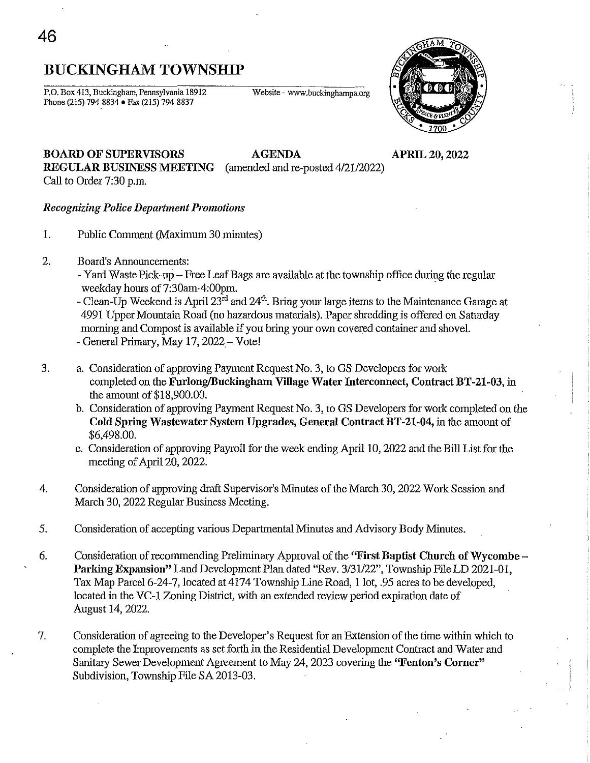# BUCKINGHAM TOWNSHIP

P.O. Box 413, Buckingham, Pennsylvania 18912 Website - www.buckinghampa.org
Phone (215) 794-8834 • Fax (215) 794-8837

**BOARD OF SUPERVISORS** **AGENDA** **APRIL 20, 2022**
**REGULAR BUSINESS MEETING** (amended and re-posted 4/21/2022)
Call to Order 7:30 p.m.

*Recognizing Police Department Promotions*

1. Public Comment (Maximum 30 minutes)

2. Board's Announcements:
   - Yard Waste Pick-up – Free Leaf Bags are available at the township office during the regular weekday hours of 7:30am-4:00pm.
   - Clean-Up Weekend is April 23rd and 24th. Bring your large items to the Maintenance Garage at 4991 Upper Mountain Road (no hazardous materials). Paper shredding is offered on Saturday morning and Compost is available if you bring your own covered container and shovel.
   - General Primary, May 17, 2022 – Vote!

3. a. Consideration of approving Payment Request No. 3, to GS Developers for work completed on the **Furlong/Buckingham Village Water Interconnect, Contract BT-21-03,** in the amount of $18,900.00.
   b. Consideration of approving Payment Request No. 3, to GS Developers for work completed on the **Cold Spring Wastewater System Upgrades, General Contract BT-21-04,** in the amount of $6,498.00.
   c. Consideration of approving Payroll for the week ending April 10, 2022 and the Bill List for the meeting of April 20, 2022.

4. Consideration of approving draft Supervisor's Minutes of the March 30, 2022 Work Session and March 30, 2022 Regular Business Meeting.

5. Consideration of accepting various Departmental Minutes and Advisory Body Minutes.

6. Consideration of recommending Preliminary Approval of the **"First Baptist Church of Wycombe – Parking Expansion"** Land Development Plan dated "Rev. 3/31/22", Township File LD 2021-01, Tax Map Parcel 6-24-7, located at 4174 Township Line Road, 1 lot, .95 acres to be developed, located in the VC-1 Zoning District, with an extended review period expiration date of August 14, 2022.

7. Consideration of agreeing to the Developer's Request for an Extension of the time within which to complete the Improvements as set forth in the Residential Development Contract and Water and Sanitary Sewer Development Agreement to May 24, 2023 covering the **"Fenton's Corner"** Subdivision, Township File SA 2013-03.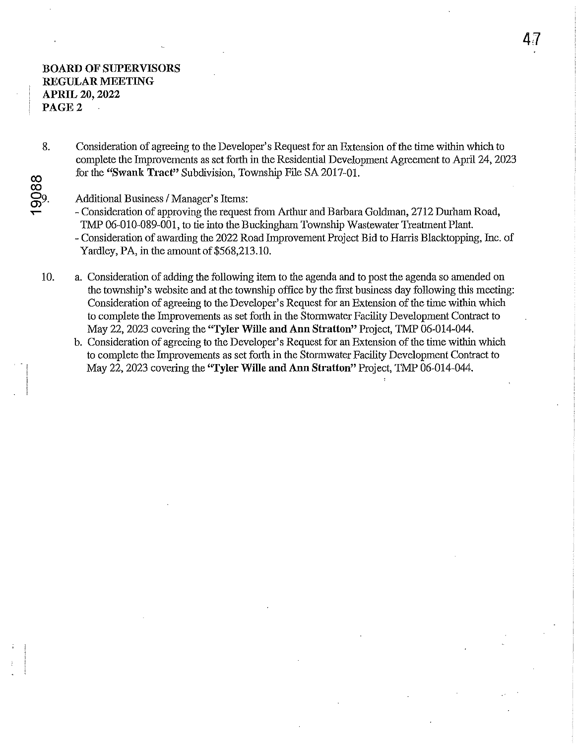**BOARD OF SUPERVISORS**
**REGULAR MEETING**
**APRIL 20, 2022**
**PAGE 2**

8. Consideration of agreeing to the Developer's Request for an Extension of the time within which to complete the Improvements as set forth in the Residential Development Agreement to April 24, 2023 for the **"Swank Tract"** Subdivision, Township File SA 2017-01.

9. Additional Business / Manager's Items:
   - Consideration of approving the request from Arthur and Barbara Goldman, 2712 Durham Road, TMP 06-010-089-001, to tie into the Buckingham Township Wastewater Treatment Plant.
   - Consideration of awarding the 2022 Road Improvement Project Bid to Harris Blacktopping, Inc. of Yardley, PA, in the amount of $568,213.10.

10. a. Consideration of adding the following item to the agenda and to post the agenda so amended on the township's website and at the township office by the first business day following this meeting: Consideration of agreeing to the Developer's Request for an Extension of the time within which to complete the Improvements as set forth in the Stormwater Facility Development Contract to May 22, 2023 covering the **"Tyler Wille and Ann Stratton"** Project, TMP 06-014-044.

    b. Consideration of agreeing to the Developer's Request for an Extension of the time within which to complete the Improvements as set forth in the Stormwater Facility Development Contract to May 22, 2023 covering the **"Tyler Wille and Ann Stratton"** Project, TMP 06-014-044.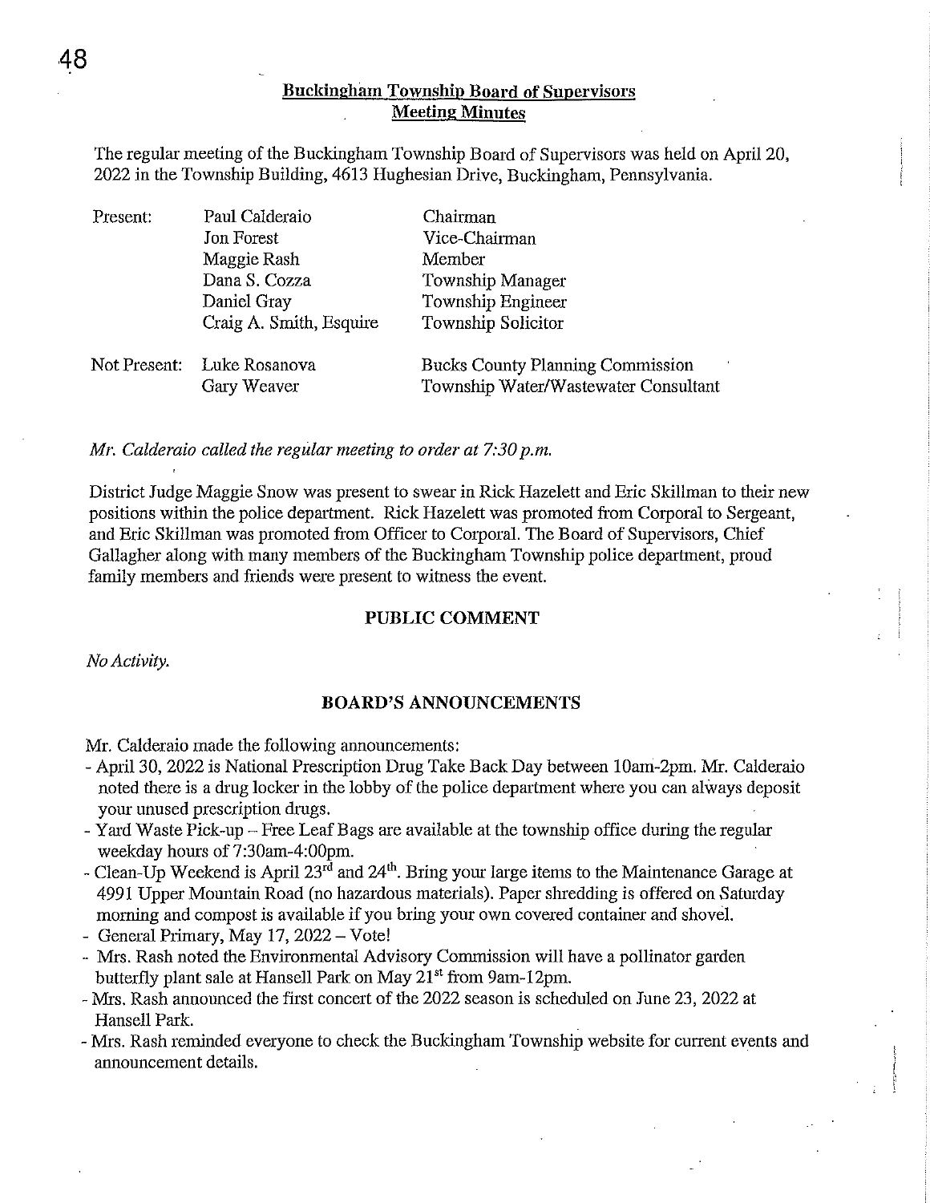## Buckingham Township Board of Supervisors
## Meeting Minutes

The regular meeting of the Buckingham Township Board of Supervisors was held on April 20, 2022 in the Township Building, 4613 Hughesian Drive, Buckingham, Pennsylvania.

| | | |
|---|---|---|
| Present: | Paul Calderaio | Chairman |
| | Jon Forest | Vice-Chairman |
| | Maggie Rash | Member |
| | Dana S. Cozza | Township Manager |
| | Daniel Gray | Township Engineer |
| | Craig A. Smith, Esquire | Township Solicitor |
| Not Present: | Luke Rosanova | Bucks County Planning Commission |
| | Gary Weaver | Township Water/Wastewater Consultant |

*Mr. Calderaio called the regular meeting to order at 7:30 p.m.*

District Judge Maggie Snow was present to swear in Rick Hazelett and Eric Skillman to their new positions within the police department. Rick Hazelett was promoted from Corporal to Sergeant, and Eric Skillman was promoted from Officer to Corporal. The Board of Supervisors, Chief Gallagher along with many members of the Buckingham Township police department, proud family members and friends were present to witness the event.

### PUBLIC COMMENT

*No Activity.*

### BOARD'S ANNOUNCEMENTS

Mr. Calderaio made the following announcements:

- April 30, 2022 is National Prescription Drug Take Back Day between 10am-2pm. Mr. Calderaio noted there is a drug locker in the lobby of the police department where you can always deposit your unused prescription drugs.
- Yard Waste Pick-up – Free Leaf Bags are available at the township office during the regular weekday hours of 7:30am-4:00pm.
- Clean-Up Weekend is April 23rd and 24th. Bring your large items to the Maintenance Garage at 4991 Upper Mountain Road (no hazardous materials). Paper shredding is offered on Saturday morning and compost is available if you bring your own covered container and shovel.
- General Primary, May 17, 2022 – Vote!
- Mrs. Rash noted the Environmental Advisory Commission will have a pollinator garden butterfly plant sale at Hansell Park on May 21st from 9am-12pm.
- Mrs. Rash announced the first concert of the 2022 season is scheduled on June 23, 2022 at Hansell Park.
- Mrs. Rash reminded everyone to check the Buckingham Township website for current events and announcement details.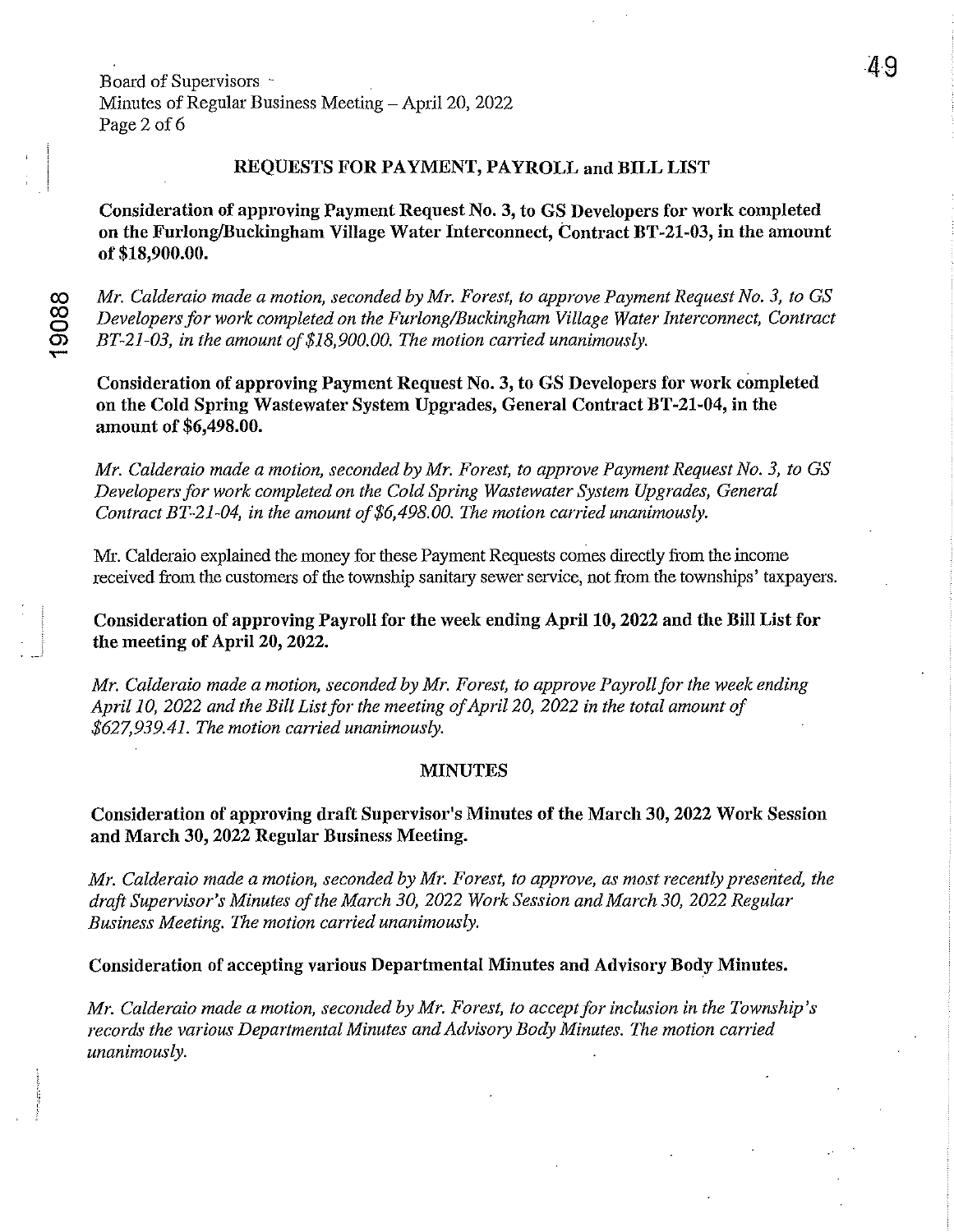## REQUESTS FOR PAYMENT, PAYROLL and BILL LIST

**Consideration of approving Payment Request No. 3, to GS Developers for work completed on the Furlong/Buckingham Village Water Interconnect, Contract BT-21-03, in the amount of $18,900.00.**

*Mr. Calderaio made a motion, seconded by Mr. Forest, to approve Payment Request No. 3, to GS Developers for work completed on the Furlong/Buckingham Village Water Interconnect, Contract BT-21-03, in the amount of $18,900.00. The motion carried unanimously.*

**Consideration of approving Payment Request No. 3, to GS Developers for work completed on the Cold Spring Wastewater System Upgrades, General Contract BT-21-04, in the amount of $6,498.00.**

*Mr. Calderaio made a motion, seconded by Mr. Forest, to approve Payment Request No. 3, to GS Developers for work completed on the Cold Spring Wastewater System Upgrades, General Contract BT-21-04, in the amount of $6,498.00. The motion carried unanimously.*

Mr. Calderaio explained the money for these Payment Requests comes directly from the income received from the customers of the township sanitary sewer service, not from the townships' taxpayers.

**Consideration of approving Payroll for the week ending April 10, 2022 and the Bill List for the meeting of April 20, 2022.**

*Mr. Calderaio made a motion, seconded by Mr. Forest, to approve Payroll for the week ending April 10, 2022 and the Bill List for the meeting of April 20, 2022 in the total amount of $627,939.41. The motion carried unanimously.*

## MINUTES

**Consideration of approving draft Supervisor's Minutes of the March 30, 2022 Work Session and March 30, 2022 Regular Business Meeting.**

*Mr. Calderaio made a motion, seconded by Mr. Forest, to approve, as most recently presented, the draft Supervisor's Minutes of the March 30, 2022 Work Session and March 30, 2022 Regular Business Meeting. The motion carried unanimously.*

**Consideration of accepting various Departmental Minutes and Advisory Body Minutes.**

*Mr. Calderaio made a motion, seconded by Mr. Forest, to accept for inclusion in the Township's records the various Departmental Minutes and Advisory Body Minutes. The motion carried unanimously.*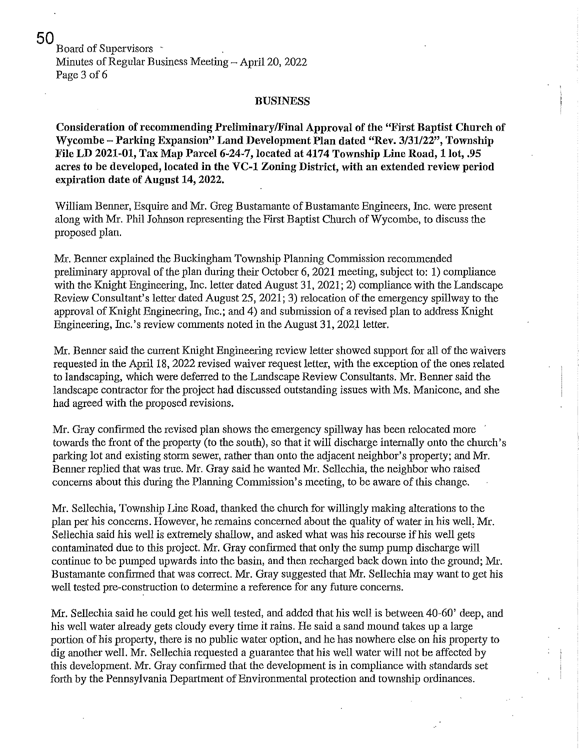## BUSINESS

**Consideration of recommending Preliminary/Final Approval of the "First Baptist Church of Wycombe – Parking Expansion" Land Development Plan dated "Rev. 3/31/22", Township File LD 2021-01, Tax Map Parcel 6-24-7, located at 4174 Township Line Road, 1 lot, .95 acres to be developed, located in the VC-1 Zoning District, with an extended review period expiration date of August 14, 2022.**

William Benner, Esquire and Mr. Greg Bustamante of Bustamante Engineers, Inc. were present along with Mr. Phil Johnson representing the First Baptist Church of Wycombe, to discuss the proposed plan.

Mr. Benner explained the Buckingham Township Planning Commission recommended preliminary approval of the plan during their October 6, 2021 meeting, subject to: 1) compliance with the Knight Engineering, Inc. letter dated August 31, 2021; 2) compliance with the Landscape Review Consultant's letter dated August 25, 2021; 3) relocation of the emergency spillway to the approval of Knight Engineering, Inc.; and 4) and submission of a revised plan to address Knight Engineering, Inc.'s review comments noted in the August 31, 2021 letter.

Mr. Benner said the current Knight Engineering review letter showed support for all of the waivers requested in the April 18, 2022 revised waiver request letter, with the exception of the ones related to landscaping, which were deferred to the Landscape Review Consultants. Mr. Benner said the landscape contractor for the project had discussed outstanding issues with Ms. Manicone, and she had agreed with the proposed revisions.

Mr. Gray confirmed the revised plan shows the emergency spillway has been relocated more towards the front of the property (to the south), so that it will discharge internally onto the church's parking lot and existing storm sewer, rather than onto the adjacent neighbor's property; and Mr. Benner replied that was true. Mr. Gray said he wanted Mr. Sellechia, the neighbor who raised concerns about this during the Planning Commission's meeting, to be aware of this change.

Mr. Sellechia, Township Line Road, thanked the church for willingly making alterations to the plan per his concerns. However, he remains concerned about the quality of water in his well. Mr. Sellechia said his well is extremely shallow, and asked what was his recourse if his well gets contaminated due to this project. Mr. Gray confirmed that only the sump pump discharge will continue to be pumped upwards into the basin, and then recharged back down into the ground; Mr. Bustamante confirmed that was correct. Mr. Gray suggested that Mr. Sellechia may want to get his well tested pre-construction to determine a reference for any future concerns.

Mr. Sellechia said he could get his well tested, and added that his well is between 40-60' deep, and his well water already gets cloudy every time it rains. He said a sand mound takes up a large portion of his property, there is no public water option, and he has nowhere else on his property to dig another well. Mr. Sellechia requested a guarantee that his well water will not be affected by this development. Mr. Gray confirmed that the development is in compliance with standards set forth by the Pennsylvania Department of Environmental protection and township ordinances.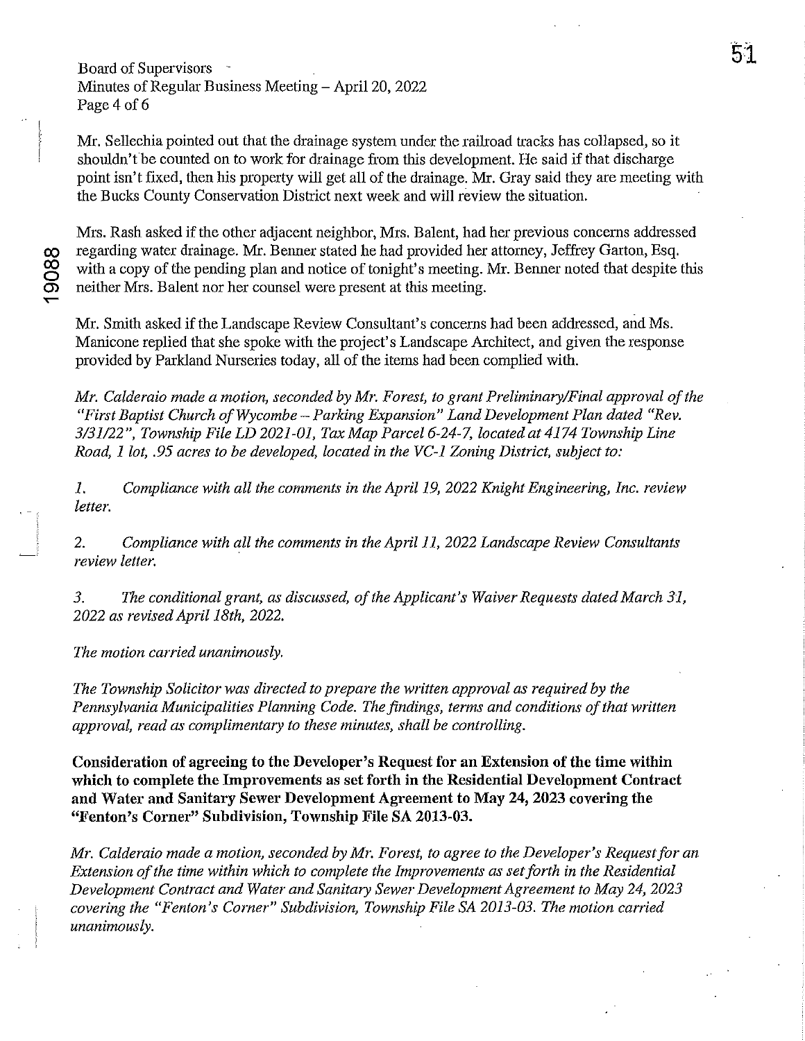Mr. Sellechia pointed out that the drainage system under the railroad tracks has collapsed, so it shouldn't be counted on to work for drainage from this development. He said if that discharge point isn't fixed, then his property will get all of the drainage. Mr. Gray said they are meeting with the Bucks County Conservation District next week and will review the situation.

Mrs. Rash asked if the other adjacent neighbor, Mrs. Balent, had her previous concerns addressed regarding water drainage. Mr. Benner stated he had provided her attorney, Jeffrey Garton, Esq. with a copy of the pending plan and notice of tonight's meeting. Mr. Benner noted that despite this neither Mrs. Balent nor her counsel were present at this meeting.

Mr. Smith asked if the Landscape Review Consultant's concerns had been addressed, and Ms. Manicone replied that she spoke with the project's Landscape Architect, and given the response provided by Parkland Nurseries today, all of the items had been complied with.

*Mr. Calderaio made a motion, seconded by Mr. Forest, to grant Preliminary/Final approval of the "First Baptist Church of Wycombe – Parking Expansion" Land Development Plan dated "Rev. 3/31/22", Township File LD 2021-01, Tax Map Parcel 6-24-7, located at 4174 Township Line Road, 1 lot, .95 acres to be developed, located in the VC-1 Zoning District, subject to:*

*1. Compliance with all the comments in the April 19, 2022 Knight Engineering, Inc. review letter.*

*2. Compliance with all the comments in the April 11, 2022 Landscape Review Consultants review letter.*

*3. The conditional grant, as discussed, of the Applicant's Waiver Requests dated March 31, 2022 as revised April 18th, 2022.*

*The motion carried unanimously.*

*The Township Solicitor was directed to prepare the written approval as required by the Pennsylvania Municipalities Planning Code. The findings, terms and conditions of that written approval, read as complimentary to these minutes, shall be controlling.*

**Consideration of agreeing to the Developer's Request for an Extension of the time within which to complete the Improvements as set forth in the Residential Development Contract and Water and Sanitary Sewer Development Agreement to May 24, 2023 covering the "Fenton's Corner" Subdivision, Township File SA 2013-03.**

*Mr. Calderaio made a motion, seconded by Mr. Forest, to agree to the Developer's Request for an Extension of the time within which to complete the Improvements as set forth in the Residential Development Contract and Water and Sanitary Sewer Development Agreement to May 24, 2023 covering the "Fenton's Corner" Subdivision, Township File SA 2013-03. The motion carried unanimously.*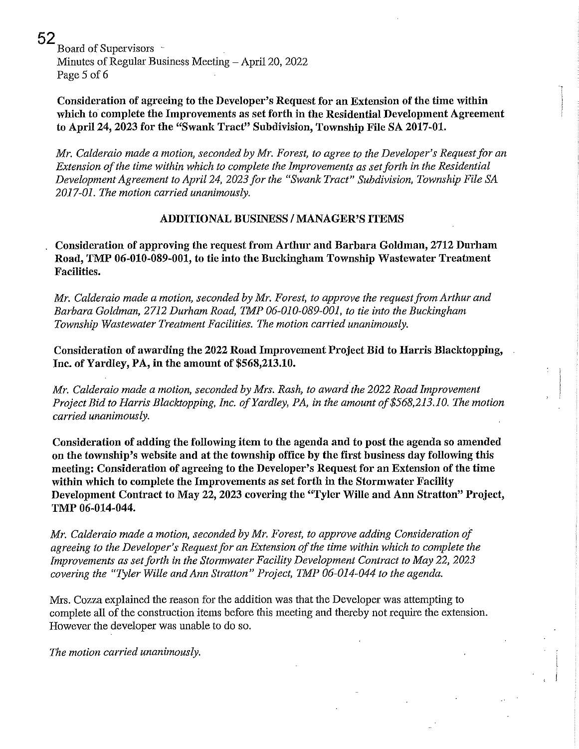**Consideration of agreeing to the Developer's Request for an Extension of the time within which to complete the Improvements as set forth in the Residential Development Agreement to April 24, 2023 for the "Swank Tract" Subdivision, Township File SA 2017-01.**

*Mr. Calderaio made a motion, seconded by Mr. Forest, to agree to the Developer's Request for an Extension of the time within which to complete the Improvements as set forth in the Residential Development Agreement to April 24, 2023 for the "Swank Tract" Subdivision, Township File SA 2017-01. The motion carried unanimously.*

## ADDITIONAL BUSINESS / MANAGER'S ITEMS

**Consideration of approving the request from Arthur and Barbara Goldman, 2712 Durham Road, TMP 06-010-089-001, to tie into the Buckingham Township Wastewater Treatment Facilities.**

*Mr. Calderaio made a motion, seconded by Mr. Forest, to approve the request from Arthur and Barbara Goldman, 2712 Durham Road, TMP 06-010-089-001, to tie into the Buckingham Township Wastewater Treatment Facilities. The motion carried unanimously.*

**Consideration of awarding the 2022 Road Improvement Project Bid to Harris Blacktopping, Inc. of Yardley, PA, in the amount of $568,213.10.**

*Mr. Calderaio made a motion, seconded by Mrs. Rash, to award the 2022 Road Improvement Project Bid to Harris Blacktopping, Inc. of Yardley, PA, in the amount of $568,213.10. The motion carried unanimously.*

**Consideration of adding the following item to the agenda and to post the agenda so amended on the township's website and at the township office by the first business day following this meeting: Consideration of agreeing to the Developer's Request for an Extension of the time within which to complete the Improvements as set forth in the Stormwater Facility Development Contract to May 22, 2023 covering the "Tyler Wille and Ann Stratton" Project, TMP 06-014-044.**

*Mr. Calderaio made a motion, seconded by Mr. Forest, to approve adding Consideration of agreeing to the Developer's Request for an Extension of the time within which to complete the Improvements as set forth in the Stormwater Facility Development Contract to May 22, 2023 covering the "Tyler Wille and Ann Stratton" Project, TMP 06-014-044 to the agenda.*

Mrs. Cozza explained the reason for the addition was that the Developer was attempting to complete all of the construction items before this meeting and thereby not require the extension. However the developer was unable to do so.

*The motion carried unanimously.*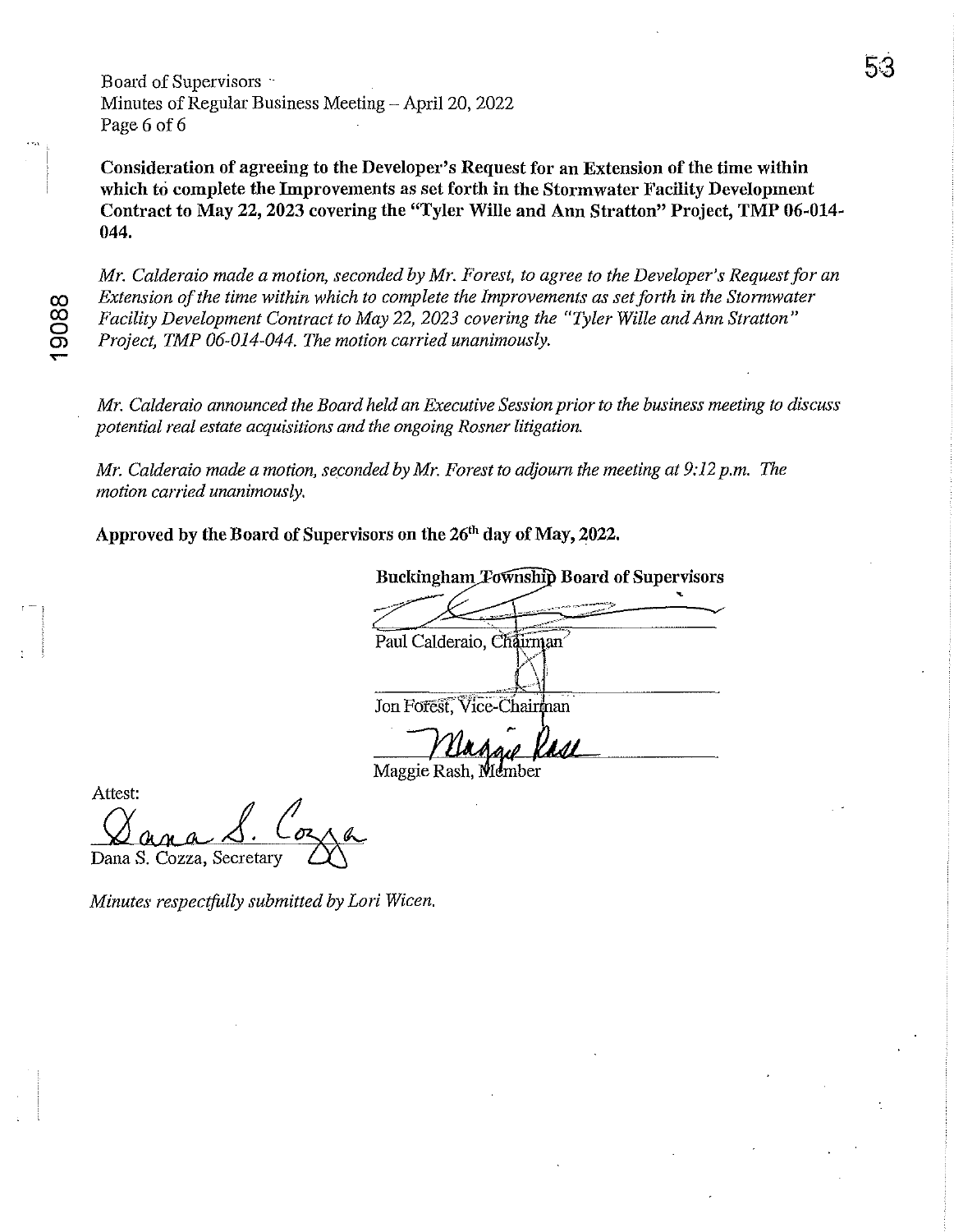**Consideration of agreeing to the Developer's Request for an Extension of the time within which to complete the Improvements as set forth in the Stormwater Facility Development Contract to May 22, 2023 covering the "Tyler Wille and Ann Stratton" Project, TMP 06-014-044.**

*Mr. Calderaio made a motion, seconded by Mr. Forest, to agree to the Developer's Request for an Extension of the time within which to complete the Improvements as set forth in the Stormwater Facility Development Contract to May 22, 2023 covering the "Tyler Wille and Ann Stratton" Project, TMP 06-014-044. The motion carried unanimously.*

*Mr. Calderaio announced the Board held an Executive Session prior to the business meeting to discuss potential real estate acquisitions and the ongoing Rosner litigation.*

*Mr. Calderaio made a motion, seconded by Mr. Forest to adjourn the meeting at 9:12 p.m. The motion carried unanimously.*

**Approved by the Board of Supervisors on the 26th day of May, 2022.**

**Buckingham Township Board of Supervisors**

Paul Calderaio, Chairman

Jon Forest, Vice-Chairman

Maggie Rash, Member

Attest:

Dana S. Cozza, Secretary

*Minutes respectfully submitted by Lori Wicen.*